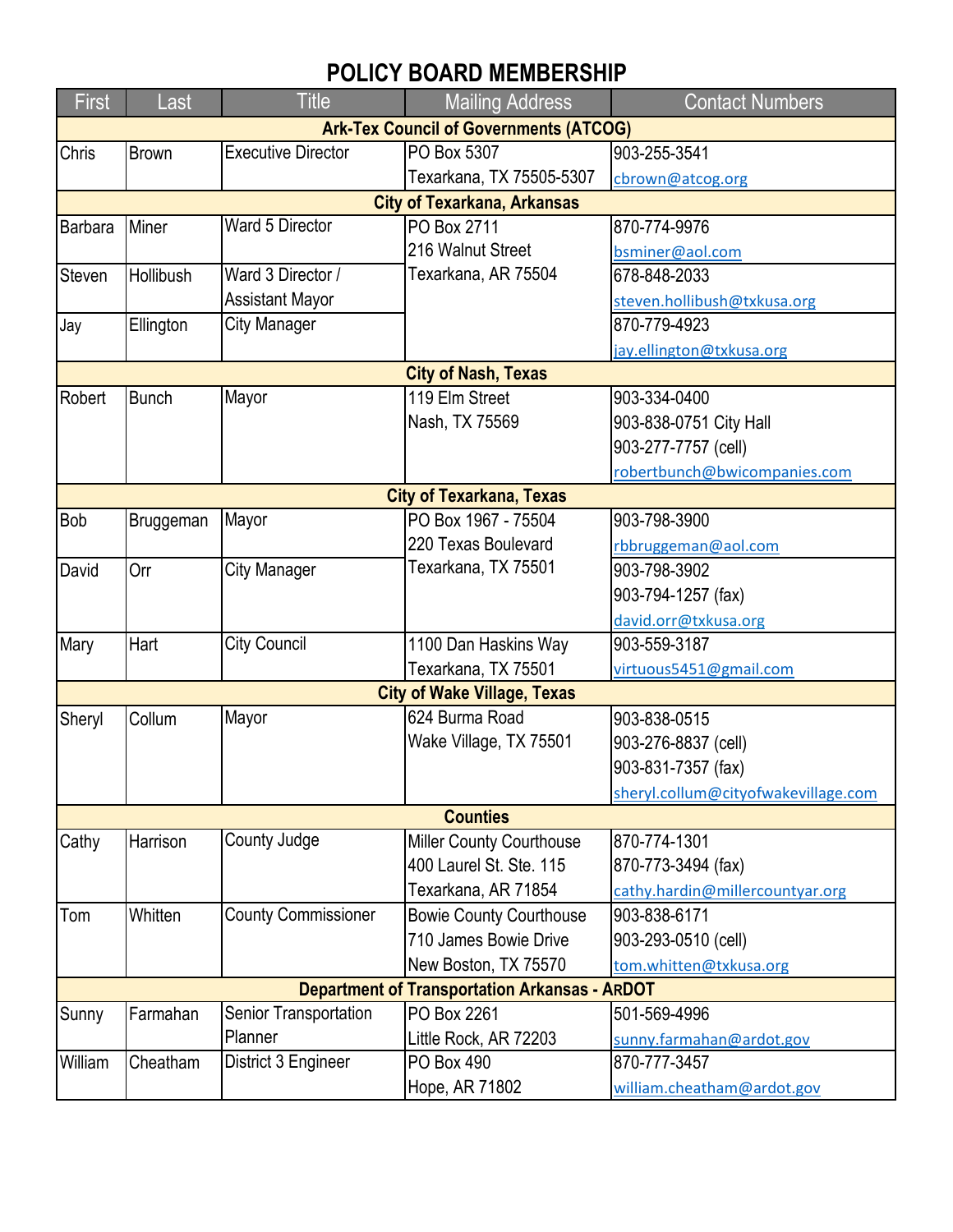# POLICY BOARD MEMBERSHIP

| First | Last | Title | Mailing Address | Contact Numbers |
|---|---|---|---|---|
| **Ark-Tex Council of Governments (ATCOG)** | | | | |
| Chris | Brown | Executive Director | PO Box 5307<br>Texarkana, TX 75505-5307 | 903-255-3541<br>cbrown@atcog.org |
| **City of Texarkana, Arkansas** | | | | |
| Barbara | Miner | Ward 5 Director | PO Box 2711<br>216 Walnut Street<br>Texarkana, AR 75504 | 870-774-9976<br>bsminer@aol.com |
| Steven | Hollibush | Ward 3 Director / Assistant Mayor | | 678-848-2033<br>steven.hollibush@txkusa.org |
| Jay | Ellington | City Manager | | 870-779-4923<br>jay.ellington@txkusa.org |
| **City of Nash, Texas** | | | | |
| Robert | Bunch | Mayor | 119 Elm Street<br>Nash, TX 75569 | 903-334-0400<br>903-838-0751 City Hall<br>903-277-7757 (cell)<br>robertbunch@bwicompanies.com |
| **City of Texarkana, Texas** | | | | |
| Bob | Bruggeman | Mayor | PO Box 1967 - 75504<br>220 Texas Boulevard<br>Texarkana, TX 75501 | 903-798-3900<br>rbbruggeman@aol.com |
| David | Orr | City Manager | | 903-798-3902<br>903-794-1257 (fax)<br>david.orr@txkusa.org |
| Mary | Hart | City Council | 1100 Dan Haskins Way<br>Texarkana, TX 75501 | 903-559-3187<br>virtuous5451@gmail.com |
| **City of Wake Village, Texas** | | | | |
| Sheryl | Collum | Mayor | 624 Burma Road<br>Wake Village, TX 75501 | 903-838-0515<br>903-276-8837 (cell)<br>903-831-7357 (fax)<br>sheryl.collum@cityofwakevillage.com |
| **Counties** | | | | |
| Cathy | Harrison | County Judge | Miller County Courthouse<br>400 Laurel St. Ste. 115<br>Texarkana, AR 71854 | 870-774-1301<br>870-773-3494 (fax)<br>cathy.hardin@millercountyar.org |
| Tom | Whitten | County Commissioner | Bowie County Courthouse<br>710 James Bowie Drive<br>New Boston, TX 75570 | 903-838-6171<br>903-293-0510 (cell)<br>tom.whitten@txkusa.org |
| **Department of Transportation Arkansas - ARDOT** | | | | |
| Sunny | Farmahan | Senior Transportation Planner | PO Box 2261<br>Little Rock, AR 72203 | 501-569-4996<br>sunny.farmahan@ardot.gov |
| William | Cheatham | District 3 Engineer | PO Box 490<br>Hope, AR 71802 | 870-777-3457<br>william.cheatham@ardot.gov |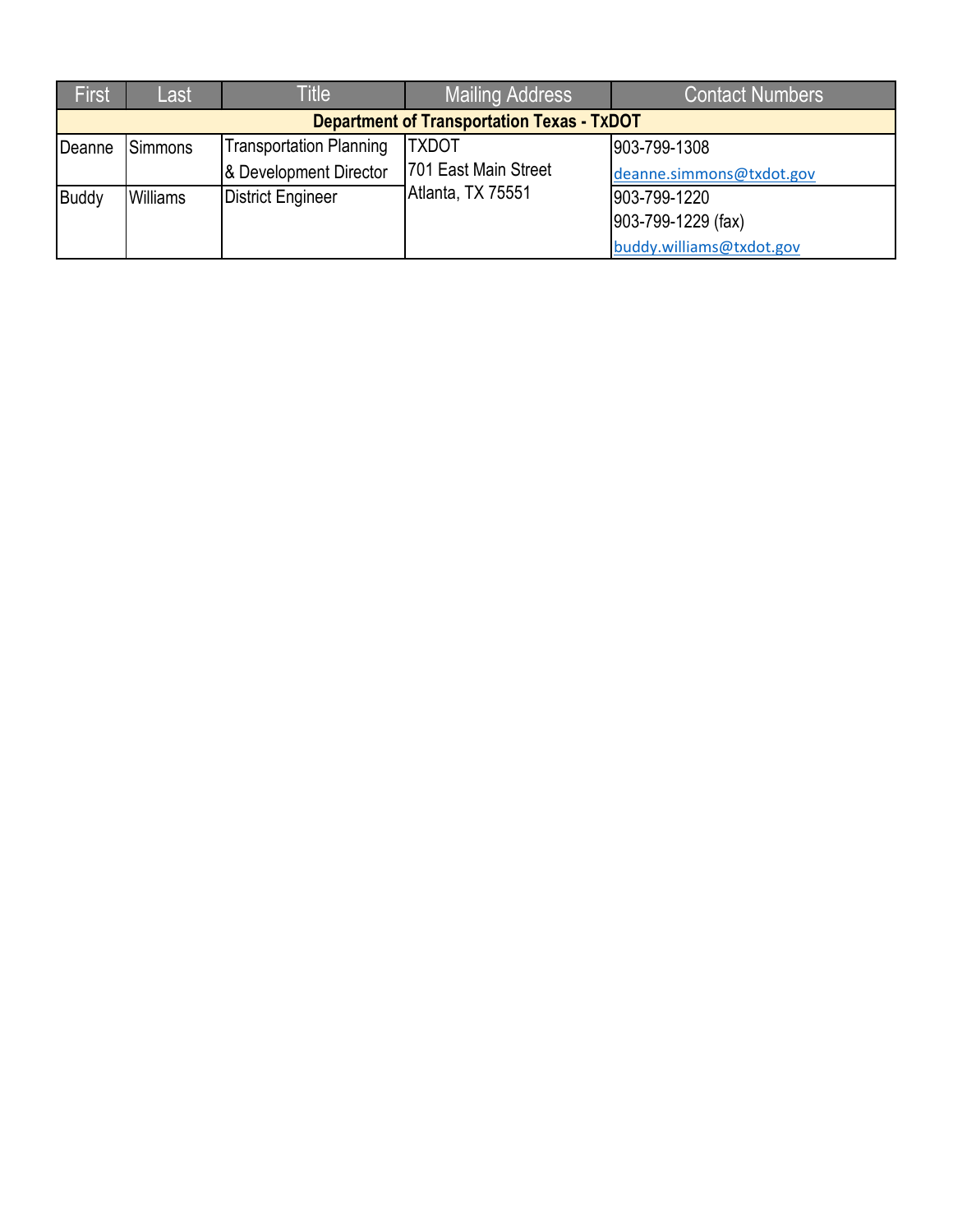| First | Last | Title | Mailing Address | Contact Numbers |
|---|---|---|---|---|
| **Department of Transportation Texas - TxDOT** | | | | |
| Deanne | Simmons | Transportation Planning & Development Director | TXDOT<br>701 East Main Street<br>Atlanta, TX 75551 | 903-799-1308<br>deanne.simmons@txdot.gov |
| Buddy | Williams | District Engineer | | 903-799-1220<br>903-799-1229 (fax)<br>buddy.williams@txdot.gov |